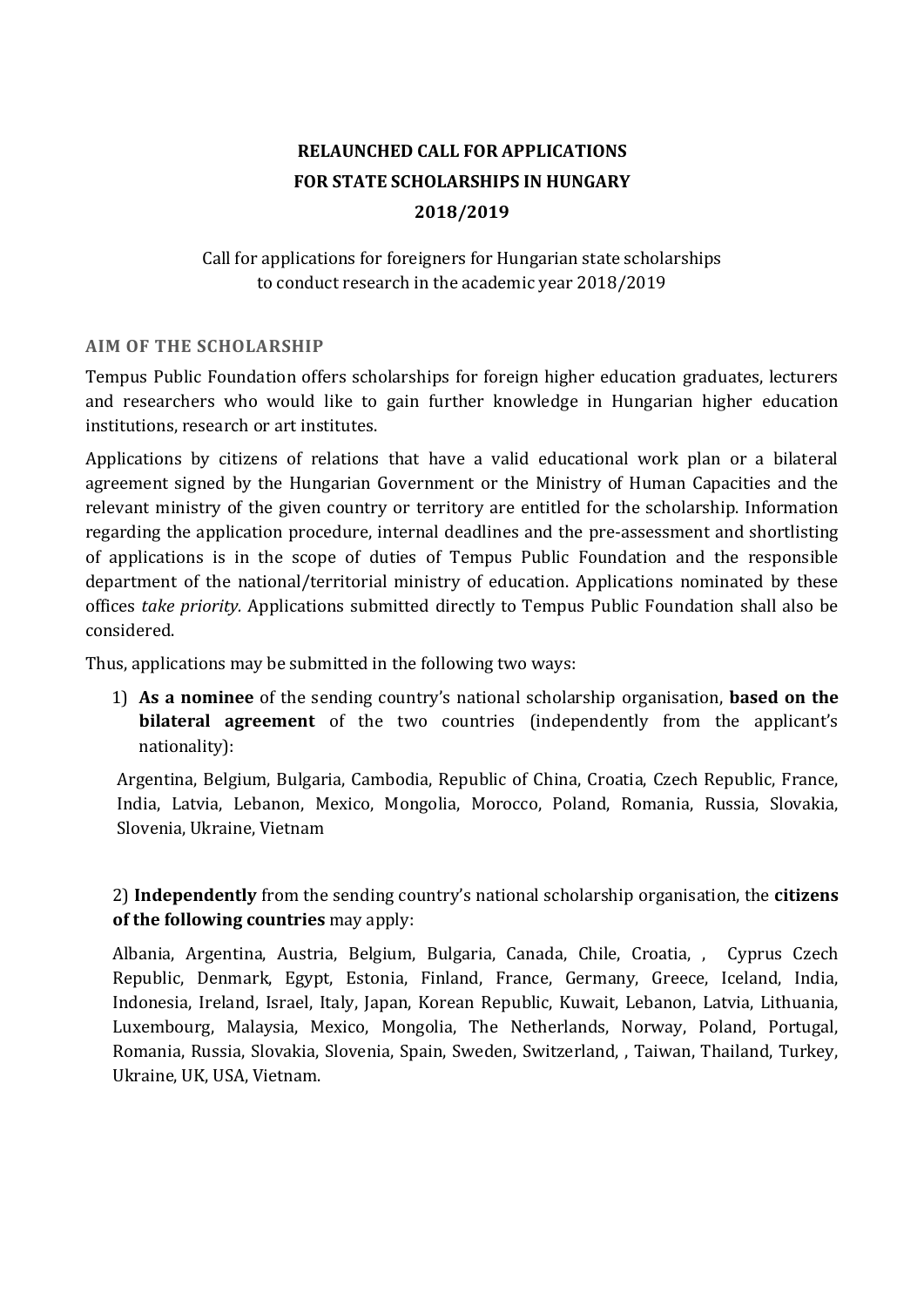# RELAUNCHED CALL FOR APPLICATIONS
# FOR STATE SCHOLARSHIPS IN HUNGARY
# 2018/2019

Call for applications for foreigners for Hungarian state scholarships to conduct research in the academic year 2018/2019

## AIM OF THE SCHOLARSHIP

Tempus Public Foundation offers scholarships for foreign higher education graduates, lecturers and researchers who would like to gain further knowledge in Hungarian higher education institutions, research or art institutes.

Applications by citizens of relations that have a valid educational work plan or a bilateral agreement signed by the Hungarian Government or the Ministry of Human Capacities and the relevant ministry of the given country or territory are entitled for the scholarship. Information regarding the application procedure, internal deadlines and the pre-assessment and shortlisting of applications is in the scope of duties of Tempus Public Foundation and the responsible department of the national/territorial ministry of education. Applications nominated by these offices *take priority.* Applications submitted directly to Tempus Public Foundation shall also be considered.

Thus, applications may be submitted in the following two ways:

1) **As a nominee** of the sending country's national scholarship organisation, **based on the bilateral agreement** of the two countries (independently from the applicant's nationality):

Argentina, Belgium, Bulgaria, Cambodia, Republic of China, Croatia, Czech Republic, France, India, Latvia, Lebanon, Mexico, Mongolia, Morocco, Poland, Romania, Russia, Slovakia, Slovenia, Ukraine, Vietnam

2) **Independently** from the sending country's national scholarship organisation, the **citizens of the following countries** may apply:

Albania, Argentina, Austria, Belgium, Bulgaria, Canada, Chile, Croatia, , Cyprus Czech Republic, Denmark, Egypt, Estonia, Finland, France, Germany, Greece, Iceland, India, Indonesia, Ireland, Israel, Italy, Japan, Korean Republic, Kuwait, Lebanon, Latvia, Lithuania, Luxembourg, Malaysia, Mexico, Mongolia, The Netherlands, Norway, Poland, Portugal, Romania, Russia, Slovakia, Slovenia, Spain, Sweden, Switzerland, , Taiwan, Thailand, Turkey, Ukraine, UK, USA, Vietnam.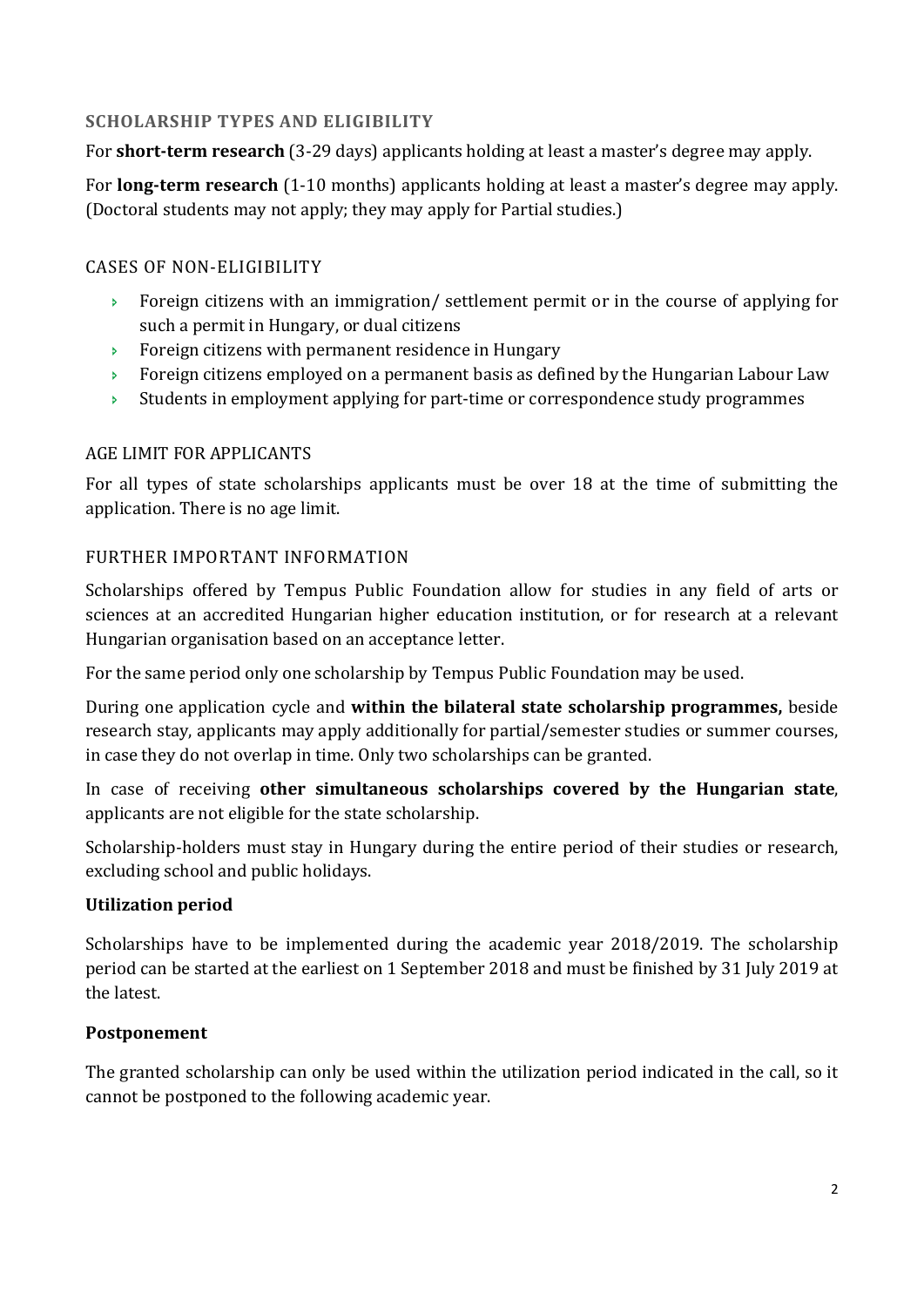### SCHOLARSHIP TYPES AND ELIGIBILITY

For **short-term research** (3-29 days) applicants holding at least a master's degree may apply.

For **long-term research** (1-10 months) applicants holding at least a master's degree may apply. (Doctoral students may not apply; they may apply for Partial studies.)

#### CASES OF NON-ELIGIBILITY

- Foreign citizens with an immigration/ settlement permit or in the course of applying for such a permit in Hungary, or dual citizens
- Foreign citizens with permanent residence in Hungary
- Foreign citizens employed on a permanent basis as defined by the Hungarian Labour Law
- Students in employment applying for part-time or correspondence study programmes

#### AGE LIMIT FOR APPLICANTS

For all types of state scholarships applicants must be over 18 at the time of submitting the application. There is no age limit.

#### FURTHER IMPORTANT INFORMATION

Scholarships offered by Tempus Public Foundation allow for studies in any field of arts or sciences at an accredited Hungarian higher education institution, or for research at a relevant Hungarian organisation based on an acceptance letter.

For the same period only one scholarship by Tempus Public Foundation may be used.

During one application cycle and **within the bilateral state scholarship programmes,** beside research stay, applicants may apply additionally for partial/semester studies or summer courses, in case they do not overlap in time. Only two scholarships can be granted.

In case of receiving **other simultaneous scholarships covered by the Hungarian state**, applicants are not eligible for the state scholarship.

Scholarship-holders must stay in Hungary during the entire period of their studies or research, excluding school and public holidays.

**Utilization period**

Scholarships have to be implemented during the academic year 2018/2019. The scholarship period can be started at the earliest on 1 September 2018 and must be finished by 31 July 2019 at the latest.

**Postponement**

The granted scholarship can only be used within the utilization period indicated in the call, so it cannot be postponed to the following academic year.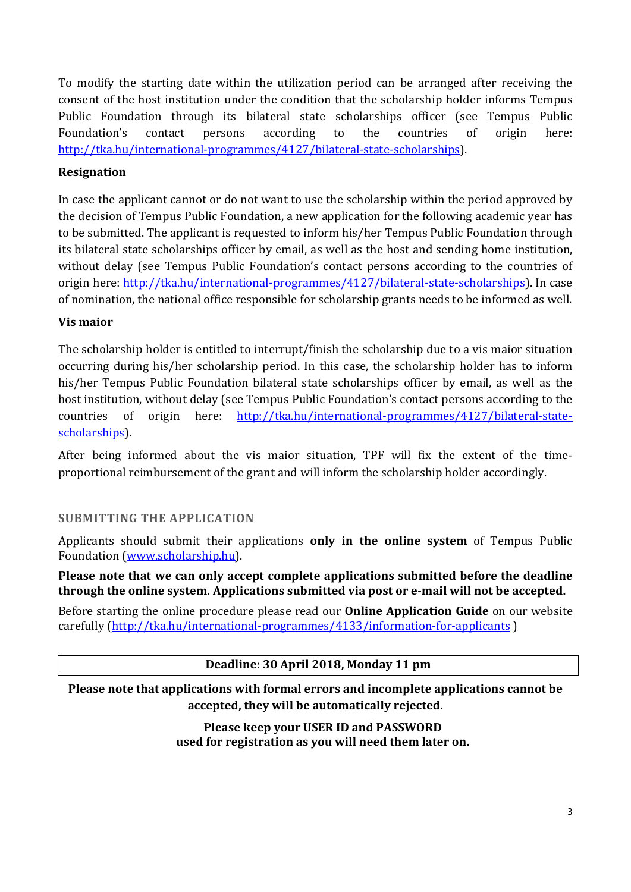To modify the starting date within the utilization period can be arranged after receiving the consent of the host institution under the condition that the scholarship holder informs Tempus Public Foundation through its bilateral state scholarships officer (see Tempus Public Foundation's contact persons according to the countries of origin here: [http://tka.hu/international-programmes/4127/bilateral-state-scholarships](http://tka.hu/international-programmes/4127/bilateral-state-scholarships)).

**Resignation**

In case the applicant cannot or do not want to use the scholarship within the period approved by the decision of Tempus Public Foundation, a new application for the following academic year has to be submitted. The applicant is requested to inform his/her Tempus Public Foundation through its bilateral state scholarships officer by email, as well as the host and sending home institution, without delay (see Tempus Public Foundation's contact persons according to the countries of origin here: [http://tka.hu/international-programmes/4127/bilateral-state-scholarships](http://tka.hu/international-programmes/4127/bilateral-state-scholarships)). In case of nomination, the national office responsible for scholarship grants needs to be informed as well.

**Vis maior**

The scholarship holder is entitled to interrupt/finish the scholarship due to a vis maior situation occurring during his/her scholarship period. In this case, the scholarship holder has to inform his/her Tempus Public Foundation bilateral state scholarships officer by email, as well as the host institution, without delay (see Tempus Public Foundation's contact persons according to the countries of origin here: [http://tka.hu/international-programmes/4127/bilateral-state-scholarships](http://tka.hu/international-programmes/4127/bilateral-state-scholarships)).

After being informed about the vis maior situation, TPF will fix the extent of the time-proportional reimbursement of the grant and will inform the scholarship holder accordingly.

## SUBMITTING THE APPLICATION

Applicants should submit their applications **only in the online system** of Tempus Public Foundation ([www.scholarship.hu](http://www.scholarship.hu)).

**Please note that we can only accept complete applications submitted before the deadline through the online system. Applications submitted via post or e-mail will not be accepted.**

Before starting the online procedure please read our **Online Application Guide** on our website carefully ([http://tka.hu/international-programmes/4133/information-for-applicants](http://tka.hu/international-programmes/4133/information-for-applicants) )

**Deadline: 30 April 2018, Monday 11 pm**

**Please note that applications with formal errors and incomplete applications cannot be accepted, they will be automatically rejected.**

**Please keep your USER ID and PASSWORD used for registration as you will need them later on.**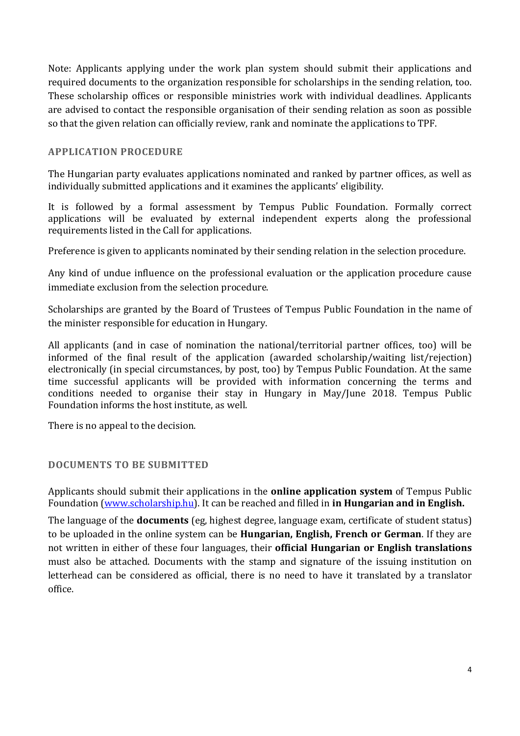Note: Applicants applying under the work plan system should submit their applications and required documents to the organization responsible for scholarships in the sending relation, too. These scholarship offices or responsible ministries work with individual deadlines. Applicants are advised to contact the responsible organisation of their sending relation as soon as possible so that the given relation can officially review, rank and nominate the applications to TPF.

## APPLICATION PROCEDURE

The Hungarian party evaluates applications nominated and ranked by partner offices, as well as individually submitted applications and it examines the applicants' eligibility.

It is followed by a formal assessment by Tempus Public Foundation. Formally correct applications will be evaluated by external independent experts along the professional requirements listed in the Call for applications.

Preference is given to applicants nominated by their sending relation in the selection procedure.

Any kind of undue influence on the professional evaluation or the application procedure cause immediate exclusion from the selection procedure.

Scholarships are granted by the Board of Trustees of Tempus Public Foundation in the name of the minister responsible for education in Hungary.

All applicants (and in case of nomination the national/territorial partner offices, too) will be informed of the final result of the application (awarded scholarship/waiting list/rejection) electronically (in special circumstances, by post, too) by Tempus Public Foundation. At the same time successful applicants will be provided with information concerning the terms and conditions needed to organise their stay in Hungary in May/June 2018. Tempus Public Foundation informs the host institute, as well.

There is no appeal to the decision.

## DOCUMENTS TO BE SUBMITTED

Applicants should submit their applications in the **online application system** of Tempus Public Foundation ([www.scholarship.hu](http://www.scholarship.hu)). It can be reached and filled in **in Hungarian and in English.**

The language of the **documents** (eg, highest degree, language exam, certificate of student status) to be uploaded in the online system can be **Hungarian, English, French or German**. If they are not written in either of these four languages, their **official Hungarian or English translations** must also be attached. Documents with the stamp and signature of the issuing institution on letterhead can be considered as official, there is no need to have it translated by a translator office.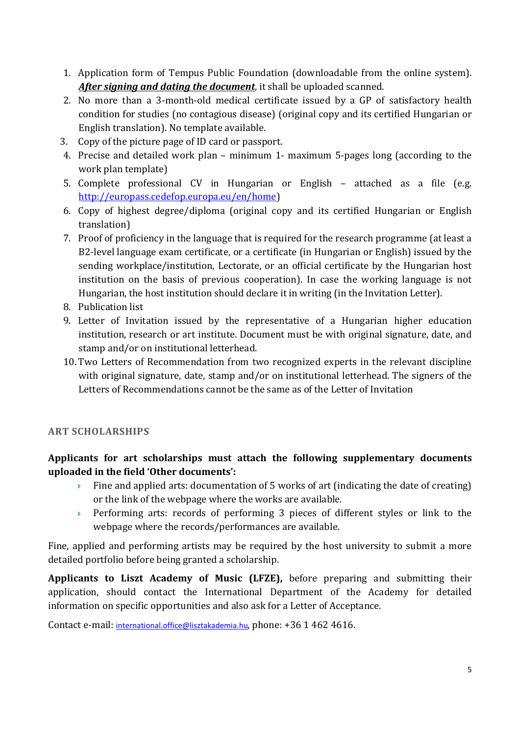1. Application form of Tempus Public Foundation (downloadable from the online system). ***After signing and dating the document***, it shall be uploaded scanned.
2. No more than a 3-month-old medical certificate issued by a GP of satisfactory health condition for studies (no contagious disease) (original copy and its certified Hungarian or English translation). No template available.
3. Copy of the picture page of ID card or passport.
4. Precise and detailed work plan – minimum 1- maximum 5-pages long (according to the work plan template)
5. Complete professional CV in Hungarian or English – attached as a file (e.g. http://europass.cedefop.europa.eu/en/home)
6. Copy of highest degree/diploma (original copy and its certified Hungarian or English translation)
7. Proof of proficiency in the language that is required for the research programme (at least a B2-level language exam certificate, or a certificate (in Hungarian or English) issued by the sending workplace/institution, Lectorate, or an official certificate by the Hungarian host institution on the basis of previous cooperation). In case the working language is not Hungarian, the host institution should declare it in writing (in the Invitation Letter).
8. Publication list
9. Letter of Invitation issued by the representative of a Hungarian higher education institution, research or art institute. Document must be with original signature, date, and stamp and/or on institutional letterhead.
10. Two Letters of Recommendation from two recognized experts in the relevant discipline with original signature, date, stamp and/or on institutional letterhead. The signers of the Letters of Recommendations cannot be the same as of the Letter of Invitation

## ART SCHOLARSHIPS

**Applicants for art scholarships must attach the following supplementary documents uploaded in the field 'Other documents':**

- Fine and applied arts: documentation of 5 works of art (indicating the date of creating) or the link of the webpage where the works are available.
- Performing arts: records of performing 3 pieces of different styles or link to the webpage where the records/performances are available.

Fine, applied and performing artists may be required by the host university to submit a more detailed portfolio before being granted a scholarship.

**Applicants to Liszt Academy of Music (LFZE),** before preparing and submitting their application, should contact the International Department of the Academy for detailed information on specific opportunities and also ask for a Letter of Acceptance.

Contact e-mail: international.office@lisztakademia.hu, phone: +36 1 462 4616.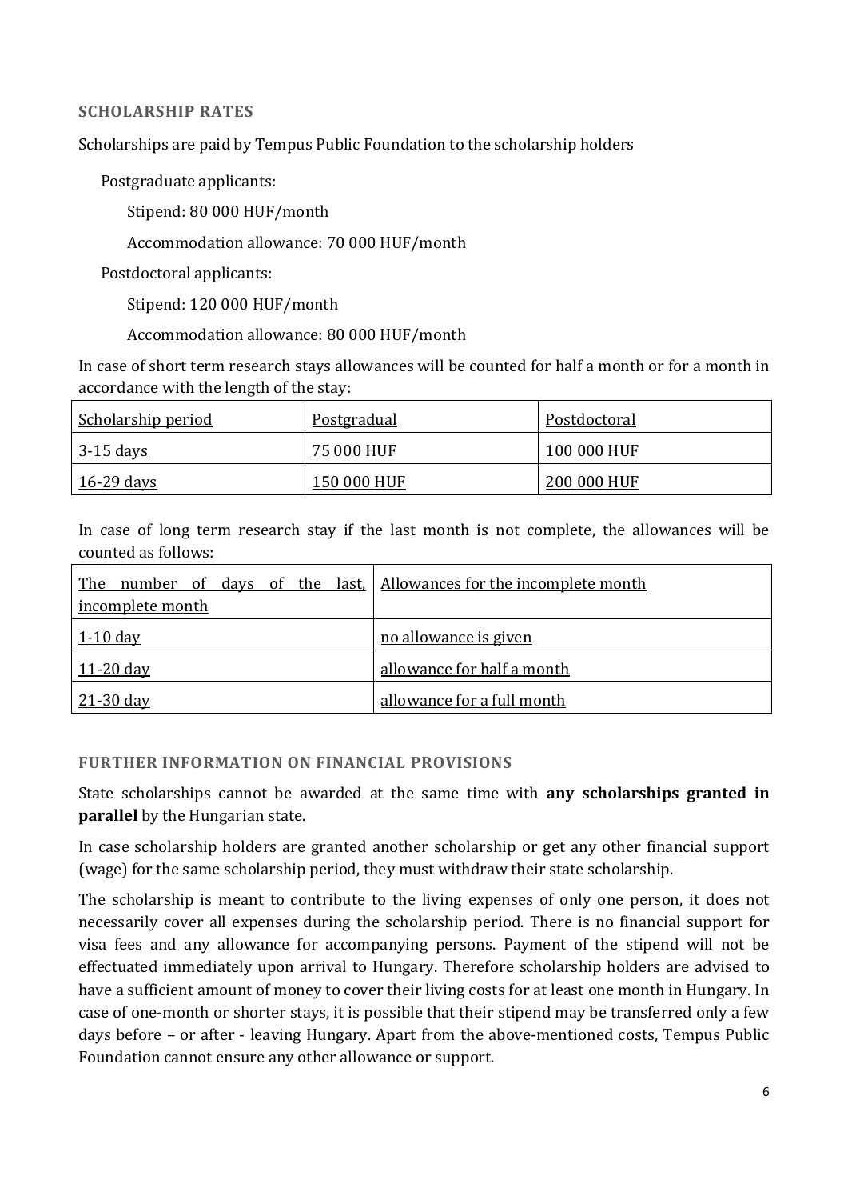## SCHOLARSHIP RATES

Scholarships are paid by Tempus Public Foundation to the scholarship holders

- Postgraduate applicants:
  - Stipend: 80 000 HUF/month
  - Accommodation allowance: 70 000 HUF/month
- Postdoctoral applicants:
  - Stipend: 120 000 HUF/month
  - Accommodation allowance: 80 000 HUF/month

In case of short term research stays allowances will be counted for half a month or for a month in accordance with the length of the stay:

| Scholarship period | Postgradual | Postdoctoral |
|---|---|---|
| 3-15 days | 75 000 HUF | 100 000 HUF |
| 16-29 days | 150 000 HUF | 200 000 HUF |

In case of long term research stay if the last month is not complete, the allowances will be counted as follows:

| The number of days of the last, incomplete month | Allowances for the incomplete month |
|---|---|
| 1-10 day | no allowance is given |
| 11-20 day | allowance for half a month |
| 21-30 day | allowance for a full month |

## FURTHER INFORMATION ON FINANCIAL PROVISIONS

State scholarships cannot be awarded at the same time with **any scholarships granted in parallel** by the Hungarian state.

In case scholarship holders are granted another scholarship or get any other financial support (wage) for the same scholarship period, they must withdraw their state scholarship.

The scholarship is meant to contribute to the living expenses of only one person, it does not necessarily cover all expenses during the scholarship period. There is no financial support for visa fees and any allowance for accompanying persons. Payment of the stipend will not be effectuated immediately upon arrival to Hungary. Therefore scholarship holders are advised to have a sufficient amount of money to cover their living costs for at least one month in Hungary. In case of one-month or shorter stays, it is possible that their stipend may be transferred only a few days before – or after - leaving Hungary. Apart from the above-mentioned costs, Tempus Public Foundation cannot ensure any other allowance or support.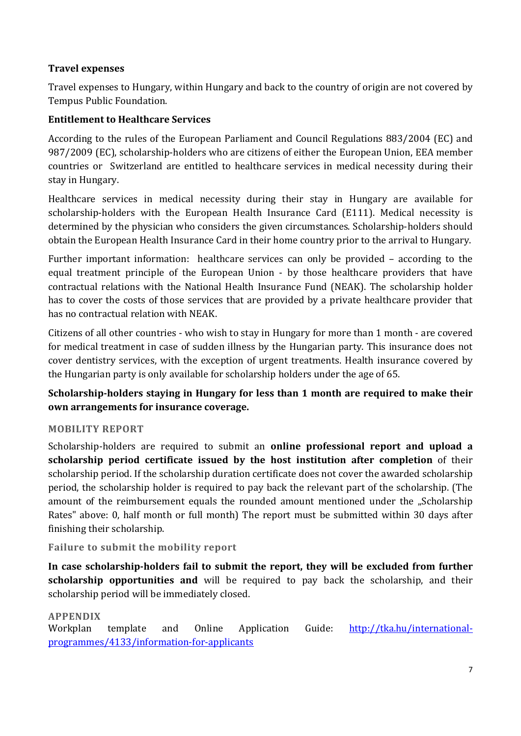**Travel expenses**

Travel expenses to Hungary, within Hungary and back to the country of origin are not covered by Tempus Public Foundation.

**Entitlement to Healthcare Services**

According to the rules of the European Parliament and Council Regulations 883/2004 (EC) and 987/2009 (EC), scholarship-holders who are citizens of either the European Union, EEA member countries or Switzerland are entitled to healthcare services in medical necessity during their stay in Hungary.

Healthcare services in medical necessity during their stay in Hungary are available for scholarship-holders with the European Health Insurance Card (E111). Medical necessity is determined by the physician who considers the given circumstances. Scholarship-holders should obtain the European Health Insurance Card in their home country prior to the arrival to Hungary.

Further important information: healthcare services can only be provided – according to the equal treatment principle of the European Union - by those healthcare providers that have contractual relations with the National Health Insurance Fund (NEAK). The scholarship holder has to cover the costs of those services that are provided by a private healthcare provider that has no contractual relation with NEAK.

Citizens of all other countries - who wish to stay in Hungary for more than 1 month - are covered for medical treatment in case of sudden illness by the Hungarian party. This insurance does not cover dentistry services, with the exception of urgent treatments. Health insurance covered by the Hungarian party is only available for scholarship holders under the age of 65.

**Scholarship-holders staying in Hungary for less than 1 month are required to make their own arrangements for insurance coverage.**

## MOBILITY REPORT

Scholarship-holders are required to submit an **online professional report and upload a scholarship period certificate issued by the host institution after completion** of their scholarship period. If the scholarship duration certificate does not cover the awarded scholarship period, the scholarship holder is required to pay back the relevant part of the scholarship. (The amount of the reimbursement equals the rounded amount mentioned under the „Scholarship Rates" above: 0, half month or full month) The report must be submitted within 30 days after finishing their scholarship.

### Failure to submit the mobility report

**In case scholarship-holders fail to submit the report, they will be excluded from further scholarship opportunities and** will be required to pay back the scholarship, and their scholarship period will be immediately closed.

## APPENDIX

Workplan template and Online Application Guide: [http://tka.hu/international-programmes/4133/information-for-applicants](http://tka.hu/international-programmes/4133/information-for-applicants)